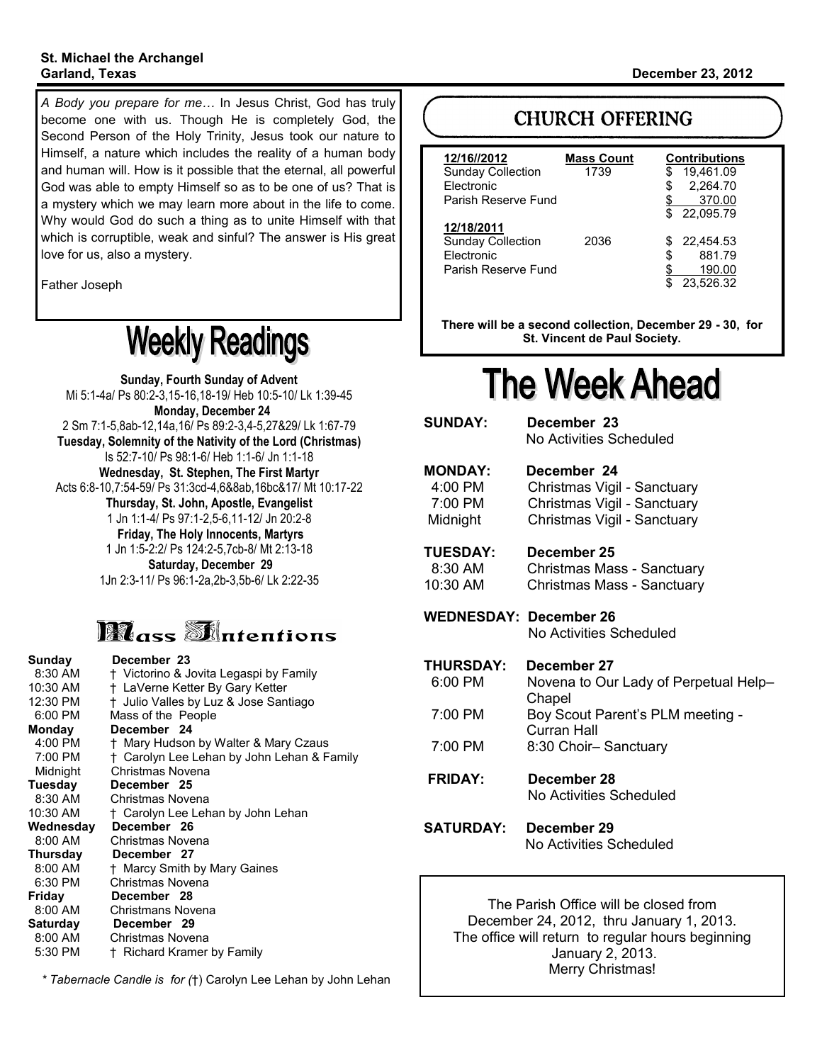**St. Michael the Archangel**
**Garland, Texas**

**December 23, 2012**

*A Body you prepare for me…* In Jesus Christ, God has truly become one with us. Though He is completely God, the Second Person of the Holy Trinity, Jesus took our nature to Himself, a nature which includes the reality of a human body and human will. How is it possible that the eternal, all powerful God was able to empty Himself so as to be one of us? That is a mystery which we may learn more about in the life to come. Why would God do such a thing as to unite Himself with that which is corruptible, weak and sinful? The answer is His great love for us, also a mystery.

Father Joseph

# Weekly Readings

**Sunday, Fourth Sunday of Advent**
Mi 5:1-4a/ Ps 80:2-3,15-16,18-19/ Heb 10:5-10/ Lk 1:39-45

**Monday, December 24**
2 Sm 7:1-5,8ab-12,14a,16/ Ps 89:2-3,4-5,27&29/ Lk 1:67-79

**Tuesday, Solemnity of the Nativity of the Lord (Christmas)**
Is 52:7-10/ Ps 98:1-6/ Heb 1:1-6/ Jn 1:1-18

**Wednesday, St. Stephen, The First Martyr**
Acts 6:8-10,7:54-59/ Ps 31:3cd-4,6&8ab,16bc&17/ Mt 10:17-22

**Thursday, St. John, Apostle, Evangelist**
1 Jn 1:1-4/ Ps 97:1-2,5-6,11-12/ Jn 20:2-8

**Friday, The Holy Innocents, Martyrs**
1 Jn 1:5-2:2/ Ps 124:2-5,7cb-8/ Mt 2:13-18

**Saturday, December 29**
1Jn 2:3-11/ Ps 96:1-2a,2b-3,5b-6/ Lk 2:22-35

# Mass Intentions

**Sunday December 23**
- 8:30 AM † Victorino & Jovita Legaspi by Family
- 10:30 AM † LaVerne Ketter By Gary Ketter
- 12:30 PM † Julio Valles by Luz & Jose Santiago
- 6:00 PM Mass of the People

**Monday December 24**
- 4:00 PM † Mary Hudson by Walter & Mary Czaus
- 7:00 PM † Carolyn Lee Lehan by John Lehan & Family
- Midnight Christmas Novena

**Tuesday December 25**
- 8:30 AM Christmas Novena
- 10:30 AM † Carolyn Lee Lehan by John Lehan

**Wednesday December 26**
- 8:00 AM Christmas Novena

**Thursday December 27**
- 8:00 AM † Marcy Smith by Mary Gaines
- 6:30 PM Christmas Novena

**Friday December 28**
- 8:00 AM Christmans Novena

**Saturday December 29**
- 8:00 AM Christmas Novena
- 5:30 PM † Richard Kramer by Family

*\* Tabernacle Candle is for (*†) Carolyn Lee Lehan by John Lehan

# CHURCH OFFERING

| 12/16//2012 | Mass Count | Contributions |
|---|---|---|
| Sunday Collection | 1739 | $ 19,461.09 |
| Electronic | | $ 2,264.70 |
| Parish Reserve Fund | | $ 370.00 |
| | | $ 22,095.79 |
| **12/18/2011** | | |
| Sunday Collection | 2036 | $ 22,454.53 |
| Electronic | | $ 881.79 |
| Parish Reserve Fund | | $ 190.00 |
| | | $ 23,526.32 |

**There will be a second collection, December 29 - 30, for St. Vincent de Paul Society.**

# The Week Ahead

**SUNDAY: December 23**
No Activities Scheduled

**MONDAY: December 24**
- 4:00 PM Christmas Vigil - Sanctuary
- 7:00 PM Christmas Vigil - Sanctuary
- Midnight Christmas Vigil - Sanctuary

**TUESDAY: December 25**
- 8:30 AM Christmas Mass - Sanctuary
- 10:30 AM Christmas Mass - Sanctuary

**WEDNESDAY: December 26**
No Activities Scheduled

**THURSDAY: December 27**
- 6:00 PM Novena to Our Lady of Perpetual Help– Chapel
- 7:00 PM Boy Scout Parent's PLM meeting - Curran Hall
- 7:00 PM 8:30 Choir– Sanctuary

**FRIDAY: December 28**
No Activities Scheduled

**SATURDAY: December 29**
No Activities Scheduled

The Parish Office will be closed from December 24, 2012, thru January 1, 2013. The office will return to regular hours beginning January 2, 2013.
Merry Christmas!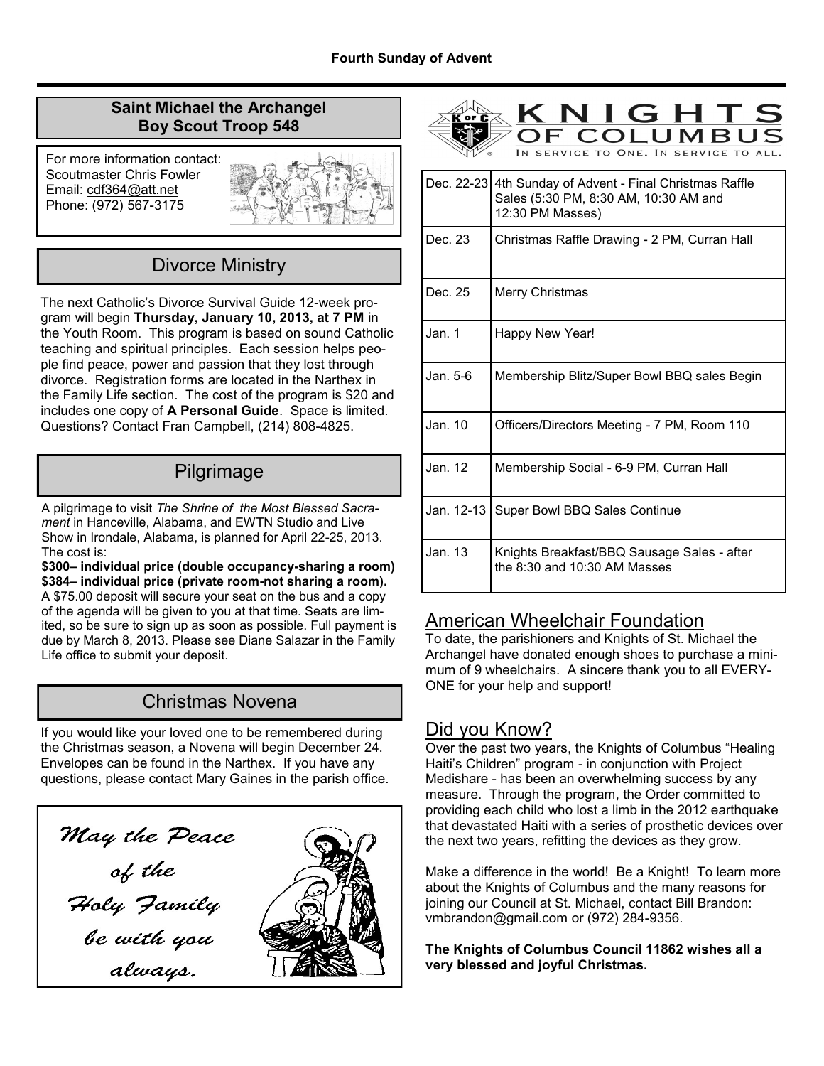## Saint Michael the Archangel Boy Scout Troop 548

For more information contact:
Scoutmaster Chris Fowler
Email: cdf364@att.net
Phone: (972) 567-3175

## Divorce Ministry

The next Catholic's Divorce Survival Guide 12-week program will begin **Thursday, January 10, 2013, at 7 PM** in the Youth Room. This program is based on sound Catholic teaching and spiritual principles. Each session helps people find peace, power and passion that they lost through divorce. Registration forms are located in the Narthex in the Family Life section. The cost of the program is $20 and includes one copy of **A Personal Guide**. Space is limited. Questions? Contact Fran Campbell, (214) 808-4825.

## Pilgrimage

A pilgrimage to visit *The Shrine of the Most Blessed Sacrament* in Hanceville, Alabama, and EWTN Studio and Live Show in Irondale, Alabama, is planned for April 22-25, 2013. The cost is:

**$300– individual price (double occupancy-sharing a room)**
**$384– individual price (private room-not sharing a room).**
A $75.00 deposit will secure your seat on the bus and a copy of the agenda will be given to you at that time. Seats are limited, so be sure to sign up as soon as possible. Full payment is due by March 8, 2013. Please see Diane Salazar in the Family Life office to submit your deposit.

## Christmas Novena

If you would like your loved one to be remembered during the Christmas season, a Novena will begin December 24. Envelopes can be found in the Narthex. If you have any questions, please contact Mary Gaines in the parish office.

*May the Peace of the Holy Family be with you always.*

## Knights of Columbus

In service to One. In service to all.

| Date | Event |
|---|---|
| Dec. 22-23 | 4th Sunday of Advent - Final Christmas Raffle Sales (5:30 PM, 8:30 AM, 10:30 AM and 12:30 PM Masses) |
| Dec. 23 | Christmas Raffle Drawing - 2 PM, Curran Hall |
| Dec. 25 | Merry Christmas |
| Jan. 1 | Happy New Year! |
| Jan. 5-6 | Membership Blitz/Super Bowl BBQ sales Begin |
| Jan. 10 | Officers/Directors Meeting - 7 PM, Room 110 |
| Jan. 12 | Membership Social - 6-9 PM, Curran Hall |
| Jan. 12-13 | Super Bowl BBQ Sales Continue |
| Jan. 13 | Knights Breakfast/BBQ Sausage Sales - after the 8:30 and 10:30 AM Masses |

## American Wheelchair Foundation

To date, the parishioners and Knights of St. Michael the Archangel have donated enough shoes to purchase a minimum of 9 wheelchairs. A sincere thank you to all EVERYONE for your help and support!

## Did you Know?

Over the past two years, the Knights of Columbus "Healing Haiti's Children" program - in conjunction with Project Medishare - has been an overwhelming success by any measure. Through the program, the Order committed to providing each child who lost a limb in the 2012 earthquake that devastated Haiti with a series of prosthetic devices over the next two years, refitting the devices as they grow.

Make a difference in the world! Be a Knight! To learn more about the Knights of Columbus and the many reasons for joining our Council at St. Michael, contact Bill Brandon: vmbrandon@gmail.com or (972) 284-9356.

**The Knights of Columbus Council 11862 wishes all a very blessed and joyful Christmas.**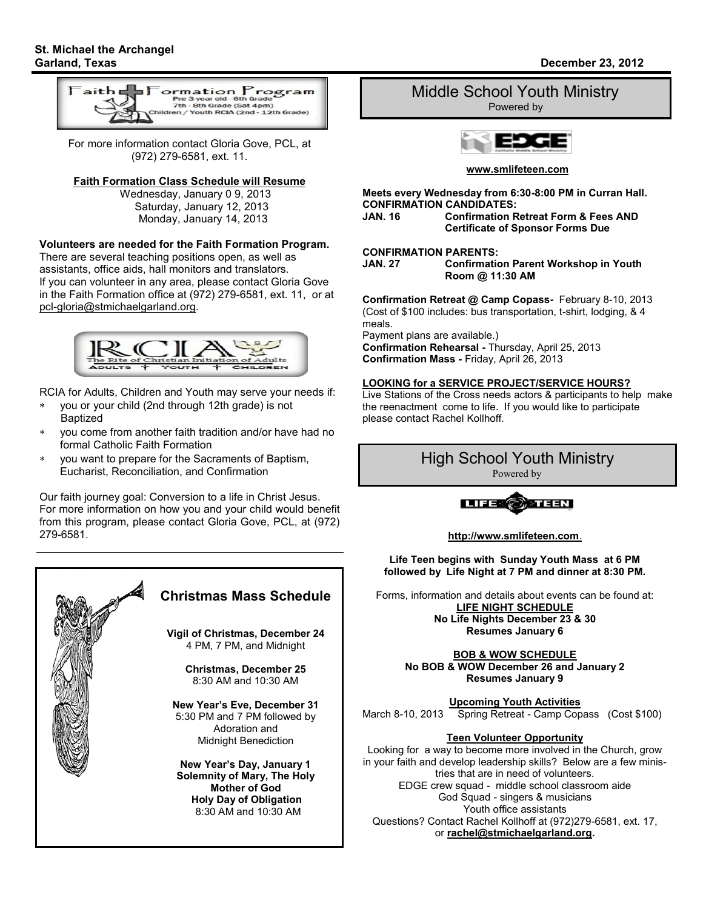St. Michael the Archangel
Garland, Texas

December 23, 2012

## Faith Formation Program

Pre 3-year old - 6th Grade
7th - 8th Grade (Sat 4pm)
Children / Youth RCIA (2nd - 12th Grade)

For more information contact Gloria Gove, PCL, at (972) 279-6581, ext. 11.

**Faith Formation Class Schedule will Resume**

Wednesday, January 0 9, 2013
Saturday, January 12, 2013
Monday, January 14, 2013

**Volunteers are needed for the Faith Formation Program.**
There are several teaching positions open, as well as assistants, office aids, hall monitors and translators.
If you can volunteer in any area, please contact Gloria Gove in the Faith Formation office at (972) 279-6581, ext. 11, or at pcl-gloria@stmichaelgarland.org.

## RCIA

The Rite of Christian Initiation of Adults
ADULTS + YOUTH + CHILDREN

RCIA for Adults, Children and Youth may serve your needs if:

- you or your child (2nd through 12th grade) is not Baptized
- you come from another faith tradition and/or have had no formal Catholic Faith Formation
- you want to prepare for the Sacraments of Baptism, Eucharist, Reconciliation, and Confirmation

Our faith journey goal: Conversion to a life in Christ Jesus. For more information on how you and your child would benefit from this program, please contact Gloria Gove, PCL, at (972) 279-6581.

## Christmas Mass Schedule

**Vigil of Christmas, December 24**
4 PM, 7 PM, and Midnight

**Christmas, December 25**
8:30 AM and 10:30 AM

**New Year's Eve, December 31**
5:30 PM and 7 PM followed by Adoration and Midnight Benediction

**New Year's Day, January 1**
**Solemnity of Mary, The Holy Mother of God**
**Holy Day of Obligation**
8:30 AM and 10:30 AM

## Middle School Youth Ministry

Powered by EDGE

**www.smlifeteen.com**

**Meets every Wednesday from 6:30-8:00 PM in Curran Hall.**

**CONFIRMATION CANDIDATES:**
**JAN. 16** **Confirmation Retreat Form & Fees AND Certificate of Sponsor Forms Due**

**CONFIRMATION PARENTS:**
**JAN. 27** **Confirmation Parent Workshop in Youth Room @ 11:30 AM**

**Confirmation Retreat @ Camp Copass-** February 8-10, 2013
(Cost of $100 includes: bus transportation, t-shirt, lodging, & 4 meals.
Payment plans are available.)
**Confirmation Rehearsal -** Thursday, April 25, 2013
**Confirmation Mass -** Friday, April 26, 2013

**LOOKING for a SERVICE PROJECT/SERVICE HOURS?**
Live Stations of the Cross needs actors & participants to help make the reenactment come to life. If you would like to participate please contact Rachel Kollhoff.

## High School Youth Ministry

Powered by LIFE TEEN

**http://www.smlifeteen.com.**

**Life Teen begins with Sunday Youth Mass at 6 PM followed by Life Night at 7 PM and dinner at 8:30 PM.**

Forms, information and details about events can be found at:

**LIFE NIGHT SCHEDULE**
**No Life Nights December 23 & 30**
**Resumes January 6**

**BOB & WOW SCHEDULE**
**No BOB & WOW December 26 and January 2**
**Resumes January 9**

**Upcoming Youth Activities**
March 8-10, 2013 Spring Retreat - Camp Copass (Cost $100)

**Teen Volunteer Opportunity**
Looking for a way to become more involved in the Church, grow in your faith and develop leadership skills? Below are a few ministries that are in need of volunteers.
EDGE crew squad - middle school classroom aide
God Squad - singers & musicians
Youth office assistants
Questions? Contact Rachel Kollhoff at (972)279-6581, ext. 17, or **rachel@stmichaelgarland.org.**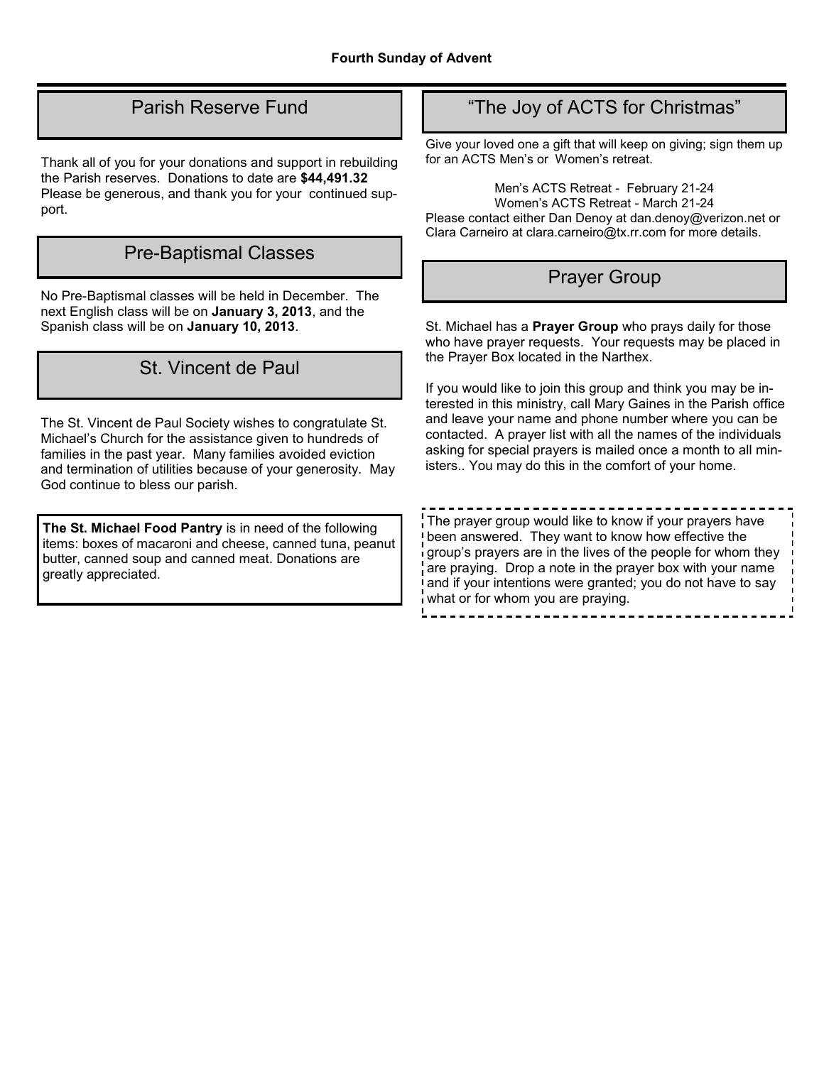**Fourth Sunday of Advent**

## Parish Reserve Fund

Thank all of you for your donations and support in rebuilding the Parish reserves. Donations to date are **$44,491.32** Please be generous, and thank you for your continued support.

## Pre-Baptismal Classes

No Pre-Baptismal classes will be held in December. The next English class will be on **January 3, 2013**, and the Spanish class will be on **January 10, 2013**.

## St. Vincent de Paul

The St. Vincent de Paul Society wishes to congratulate St. Michael's Church for the assistance given to hundreds of families in the past year. Many families avoided eviction and termination of utilities because of your generosity. May God continue to bless our parish.

**The St. Michael Food Pantry** is in need of the following items: boxes of macaroni and cheese, canned tuna, peanut butter, canned soup and canned meat. Donations are greatly appreciated.

## "The Joy of ACTS for Christmas"

Give your loved one a gift that will keep on giving; sign them up for an ACTS Men's or Women's retreat.

Men's ACTS Retreat - February 21-24
Women's ACTS Retreat - March 21-24

Please contact either Dan Denoy at dan.denoy@verizon.net or Clara Carneiro at clara.carneiro@tx.rr.com for more details.

## Prayer Group

St. Michael has a **Prayer Group** who prays daily for those who have prayer requests. Your requests may be placed in the Prayer Box located in the Narthex.

If you would like to join this group and think you may be interested in this ministry, call Mary Gaines in the Parish office and leave your name and phone number where you can be contacted. A prayer list with all the names of the individuals asking for special prayers is mailed once a month to all ministers.. You may do this in the comfort of your home.

The prayer group would like to know if your prayers have been answered. They want to know how effective the group's prayers are in the lives of the people for whom they are praying. Drop a note in the prayer box with your name and if your intentions were granted; you do not have to say what or for whom you are praying.